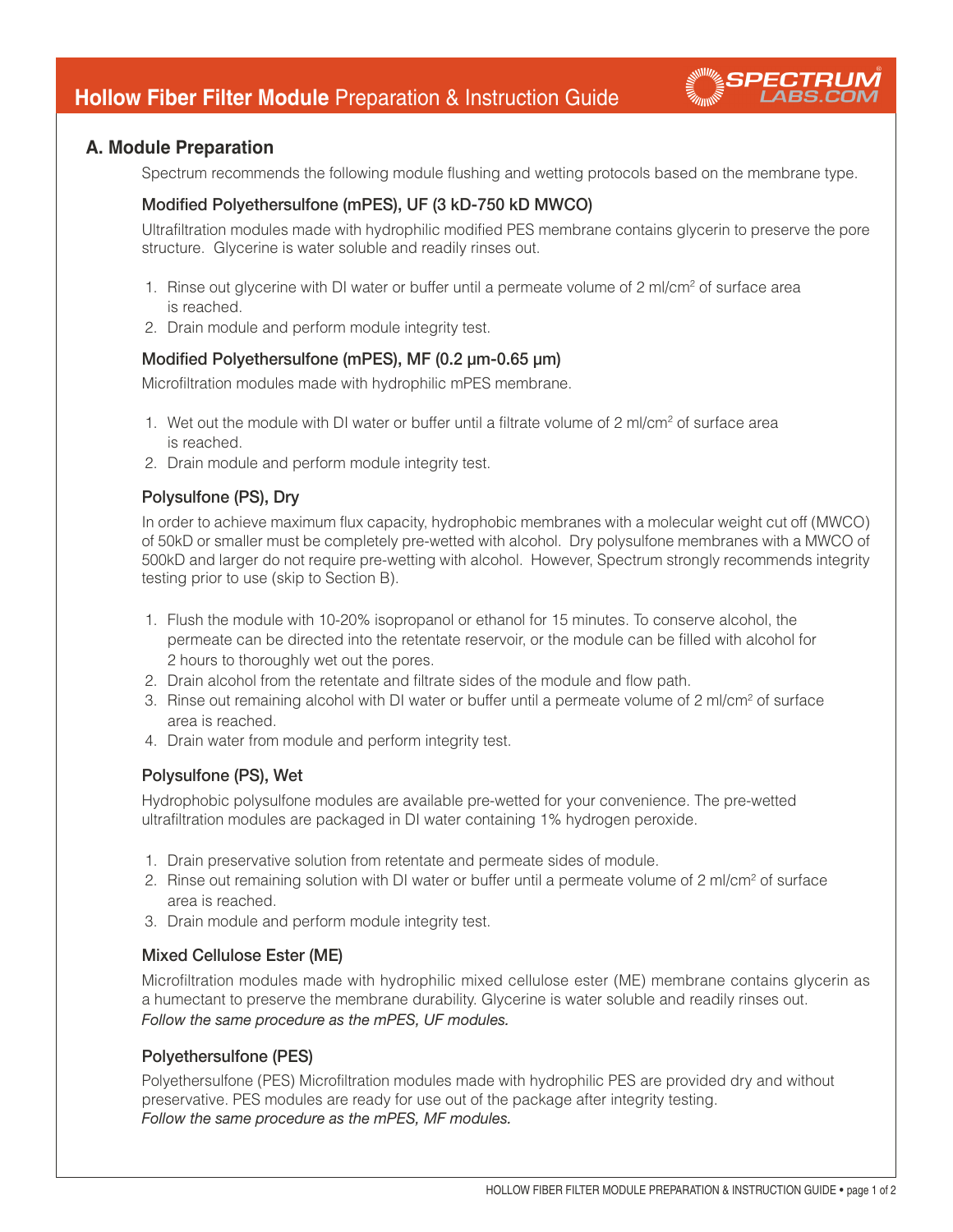# Hollow Fiber Filter Module Preparation & Instruction Guide

## A. Module Preparation

Spectrum recommends the following module flushing and wetting protocols based on the membrane type.

### Modified Polyethersulfone (mPES), UF (3 kD-750 kD MWCO)

Ultrafiltration modules made with hydrophilic modified PES membrane contains glycerin to preserve the pore structure. Glycerine is water soluble and readily rinses out.

1. Rinse out glycerine with DI water or buffer until a permeate volume of 2 ml/cm$^2$ of surface area is reached.
2. Drain module and perform module integrity test.

### Modified Polyethersulfone (mPES), MF (0.2 µm-0.65 µm)

Microfiltration modules made with hydrophilic mPES membrane.

1. Wet out the module with DI water or buffer until a filtrate volume of 2 ml/cm$^2$ of surface area is reached.
2. Drain module and perform module integrity test.

### Polysulfone (PS), Dry

In order to achieve maximum flux capacity, hydrophobic membranes with a molecular weight cut off (MWCO) of 50kD or smaller must be completely pre-wetted with alcohol. Dry polysulfone membranes with a MWCO of 500kD and larger do not require pre-wetting with alcohol. However, Spectrum strongly recommends integrity testing prior to use (skip to Section B).

1. Flush the module with 10-20% isopropanol or ethanol for 15 minutes. To conserve alcohol, the permeate can be directed into the retentate reservoir, or the module can be filled with alcohol for 2 hours to thoroughly wet out the pores.
2. Drain alcohol from the retentate and filtrate sides of the module and flow path.
3. Rinse out remaining alcohol with DI water or buffer until a permeate volume of 2 ml/cm$^2$ of surface area is reached.
4. Drain water from module and perform integrity test.

### Polysulfone (PS), Wet

Hydrophobic polysulfone modules are available pre-wetted for your convenience. The pre-wetted ultrafiltration modules are packaged in DI water containing 1% hydrogen peroxide.

1. Drain preservative solution from retentate and permeate sides of module.
2. Rinse out remaining solution with DI water or buffer until a permeate volume of 2 ml/cm$^2$ of surface area is reached.
3. Drain module and perform module integrity test.

### Mixed Cellulose Ester (ME)

Microfiltration modules made with hydrophilic mixed cellulose ester (ME) membrane contains glycerin as a humectant to preserve the membrane durability. Glycerine is water soluble and readily rinses out.
*Follow the same procedure as the mPES, UF modules.*

### Polyethersulfone (PES)

Polyethersulfone (PES) Microfiltration modules made with hydrophilic PES are provided dry and without preservative. PES modules are ready for use out of the package after integrity testing.
*Follow the same procedure as the mPES, MF modules.*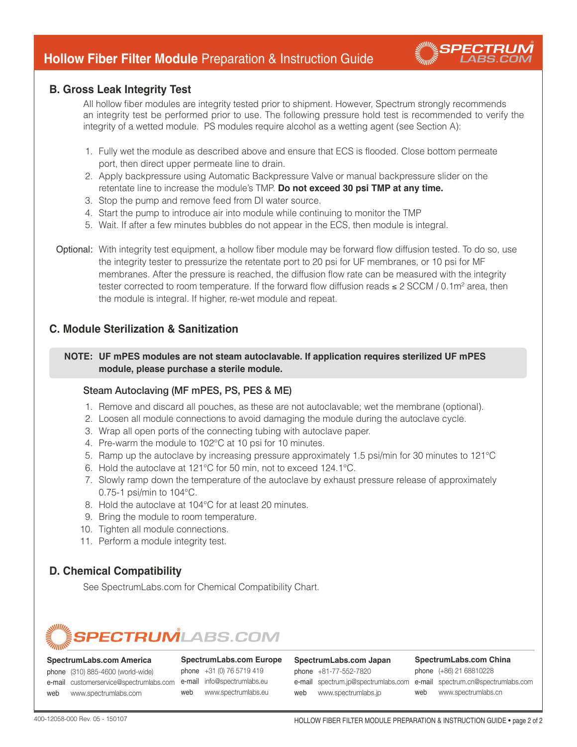## B. Gross Leak Integrity Test

All hollow fiber modules are integrity tested prior to shipment. However, Spectrum strongly recommends an integrity test be performed prior to use. The following pressure hold test is recommended to verify the integrity of a wetted module. PS modules require alcohol as a wetting agent (see Section A):

1. Fully wet the module as described above and ensure that ECS is flooded. Close bottom permeate port, then direct upper permeate line to drain.
2. Apply backpressure using Automatic Backpressure Valve or manual backpressure slider on the retentate line to increase the module's TMP. **Do not exceed 30 psi TMP at any time.**
3. Stop the pump and remove feed from DI water source.
4. Start the pump to introduce air into module while continuing to monitor the TMP
5. Wait. If after a few minutes bubbles do not appear in the ECS, then module is integral.

Optional: With integrity test equipment, a hollow fiber module may be forward flow diffusion tested. To do so, use the integrity tester to pressurize the retentate port to 20 psi for UF membranes, or 10 psi for MF membranes. After the pressure is reached, the diffusion flow rate can be measured with the integrity tester corrected to room temperature. If the forward flow diffusion reads ≤ 2 SCCM / 0.1m² area, then the module is integral. If higher, re-wet module and repeat.

## C. Module Sterilization & Sanitization

**NOTE: UF mPES modules are not steam autoclavable. If application requires sterilized UF mPES module, please purchase a sterile module.**

### Steam Autoclaving (MF mPES, PS, PES & ME)

1. Remove and discard all pouches, as these are not autoclavable; wet the membrane (optional).
2. Loosen all module connections to avoid damaging the module during the autoclave cycle.
3. Wrap all open ports of the connecting tubing with autoclave paper.
4. Pre-warm the module to 102°C at 10 psi for 10 minutes.
5. Ramp up the autoclave by increasing pressure approximately 1.5 psi/min for 30 minutes to 121°C
6. Hold the autoclave at 121°C for 50 min, not to exceed 124.1°C.
7. Slowly ramp down the temperature of the autoclave by exhaust pressure release of approximately 0.75-1 psi/min to 104°C.
8. Hold the autoclave at 104°C for at least 20 minutes.
9. Bring the module to room temperature.
10. Tighten all module connections.
11. Perform a module integrity test.

## D. Chemical Compatibility

See SpectrumLabs.com for Chemical Compatibility Chart.

SPECTRUMLABS.COM

**SpectrumLabs.com America**
phone (310) 885-4600 (world-wide)
e-mail customerservice@spectrumlabs.com
web www.spectrumlabs.com

**SpectrumLabs.com Europe**
phone +31 (0) 76 5719 419
e-mail info@spectrumlabs.eu
web www.spectrumlabs.eu

**SpectrumLabs.com Japan**
phone +81-77-552-7820
e-mail spectrum.jp@spectrumlabs.com
web www.spectrumlabs.jp

**SpectrumLabs.com China**
phone (+86) 21 68810228
e-mail spectrum.cn@spectrumlabs.com
web www.spectrumlabs.cn

400-12058-000 Rev. 05 - 150107